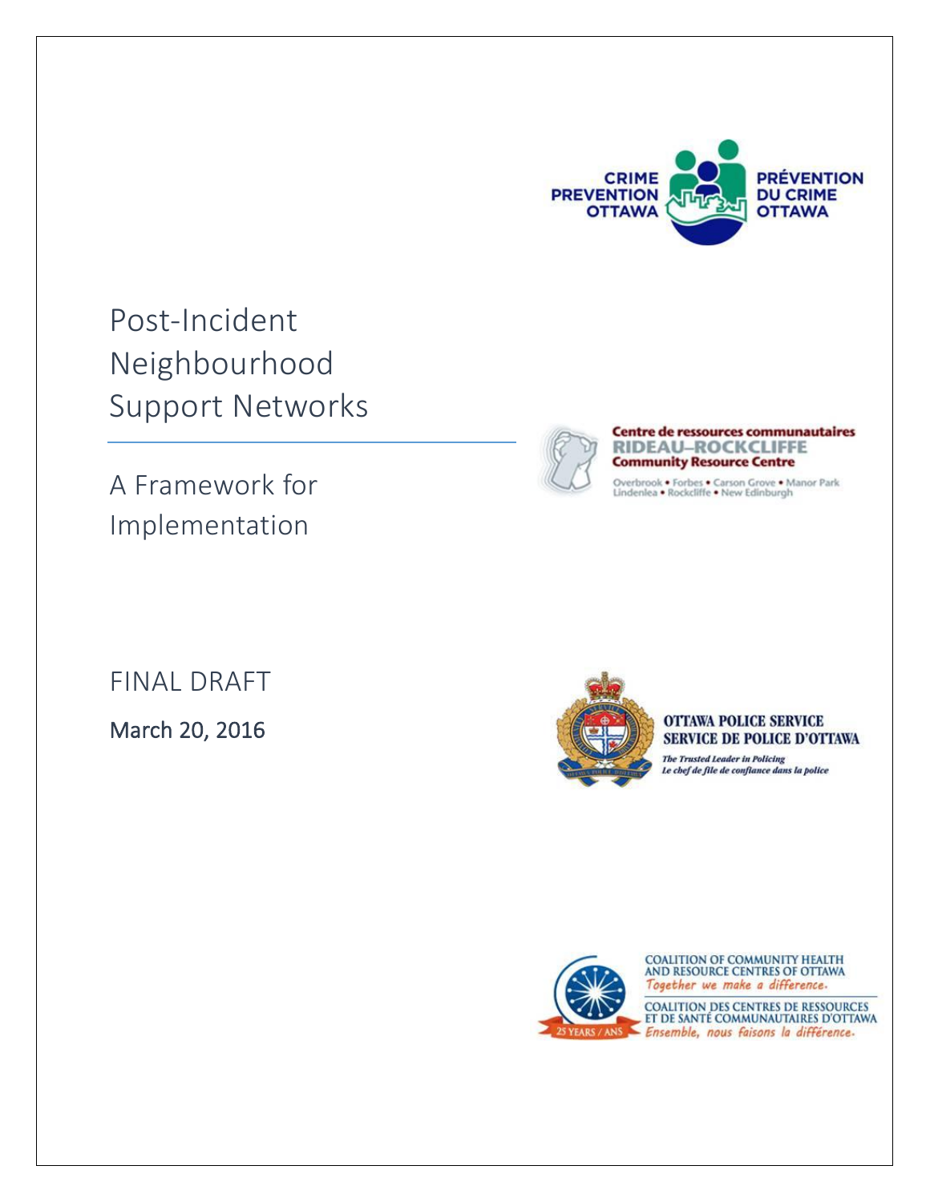# Post-Incident Neighbourhood Support Networks

## A Framework for Implementation

FINAL DRAFT

March 20, 2016

CRIME PREVENTION OTTAWA
PRÉVENTION DU CRIME OTTAWA

Centre de ressources communautaires
RIDEAU–ROCKCLIFFE
Community Resource Centre
Overbrook • Forbes • Carson Grove • Manor Park
Lindenlea • Rockcliffe • New Edinburgh

OTTAWA POLICE SERVICE
SERVICE DE POLICE D'OTTAWA
*The Trusted Leader in Policing*
*Le chef de file de confiance dans la police*

COALITION OF COMMUNITY HEALTH AND RESOURCE CENTRES OF OTTAWA
*Together we make a difference.*
COALITION DES CENTRES DE RESSOURCES ET DE SANTÉ COMMUNAUTAIRES D'OTTAWA
*Ensemble, nous faisons la différence.*
25 YEARS / ANS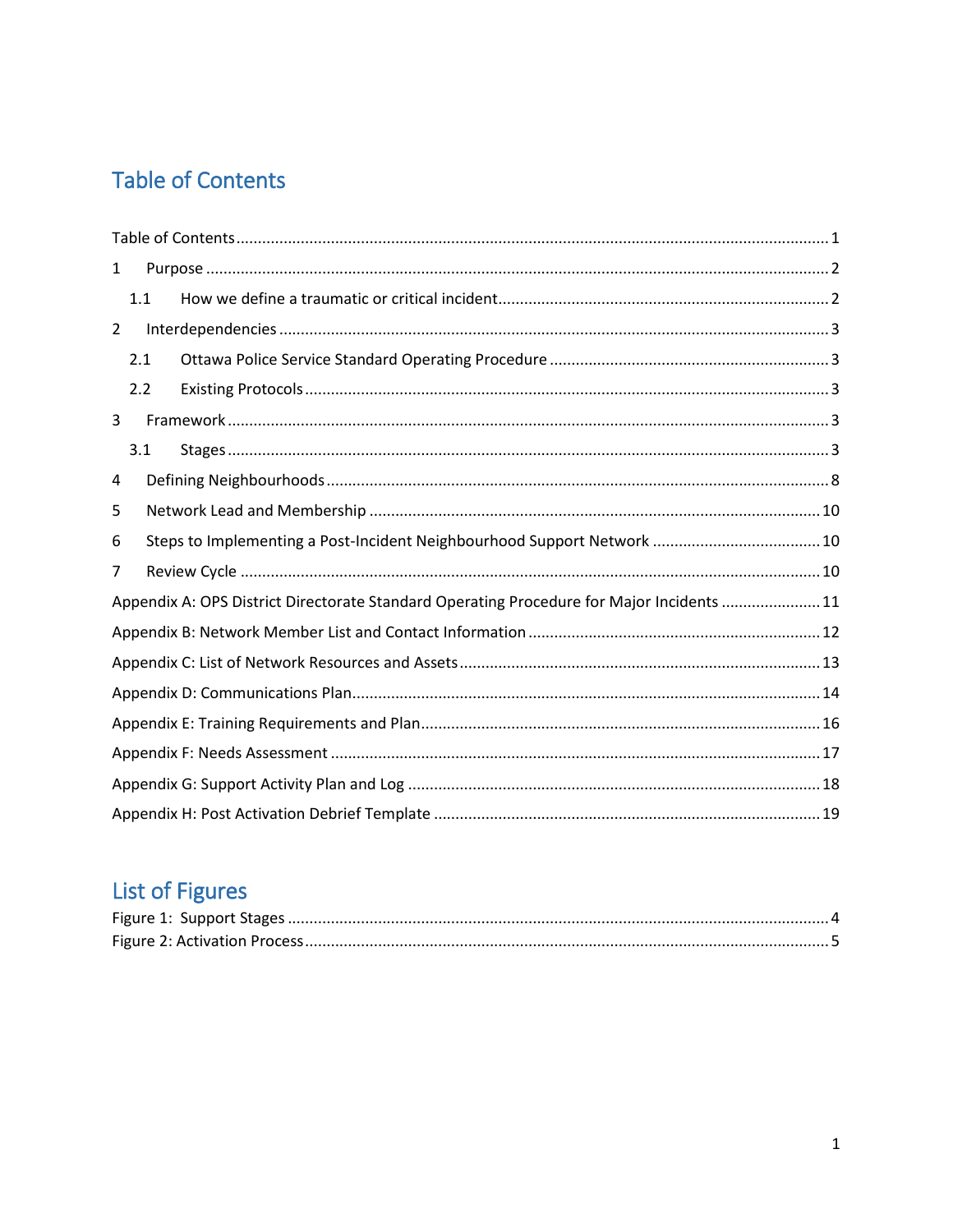# Table of Contents

Table of Contents ........................................................................................................................ 1

1 Purpose ................................................................................................................................ 2

1.1 How we define a traumatic or critical incident ............................................................. 2

2 Interdependencies ................................................................................................................ 3

2.1 Ottawa Police Service Standard Operating Procedure .................................................. 3

2.2 Existing Protocols ......................................................................................................... 3

3 Framework ........................................................................................................................... 3

3.1 Stages ........................................................................................................................... 3

4 Defining Neighbourhoods ..................................................................................................... 8

5 Network Lead and Membership ......................................................................................... 10

6 Steps to Implementing a Post-Incident Neighbourhood Support Network ....................... 10

7 Review Cycle ...................................................................................................................... 10

Appendix A: OPS District Directorate Standard Operating Procedure for Major Incidents ....................... 11

Appendix B: Network Member List and Contact Information ............................................................... 12

Appendix C: List of Network Resources and Assets .............................................................................. 13

Appendix D: Communications Plan ........................................................................................................ 14

Appendix E: Training Requirements and Plan ........................................................................................ 16

Appendix F: Needs Assessment ............................................................................................................. 17

Appendix G: Support Activity Plan and Log ........................................................................................... 18

Appendix H: Post Activation Debrief Template ..................................................................................... 19

# List of Figures

Figure 1: Support Stages ........................................................................................................................ 4

Figure 2: Activation Process ................................................................................................................... 5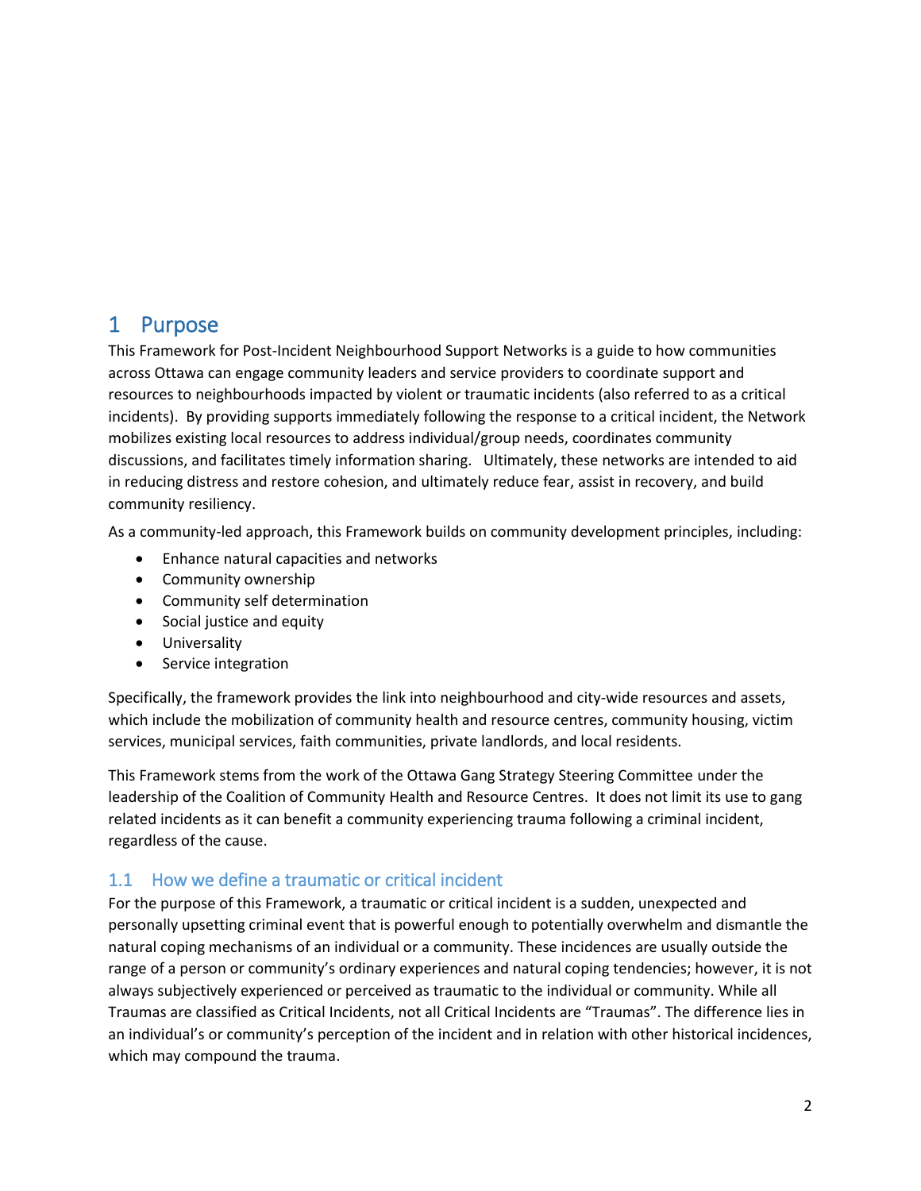# 1 Purpose

This Framework for Post-Incident Neighbourhood Support Networks is a guide to how communities across Ottawa can engage community leaders and service providers to coordinate support and resources to neighbourhoods impacted by violent or traumatic incidents (also referred to as a critical incidents). By providing supports immediately following the response to a critical incident, the Network mobilizes existing local resources to address individual/group needs, coordinates community discussions, and facilitates timely information sharing. Ultimately, these networks are intended to aid in reducing distress and restore cohesion, and ultimately reduce fear, assist in recovery, and build community resiliency.

As a community-led approach, this Framework builds on community development principles, including:

- Enhance natural capacities and networks
- Community ownership
- Community self determination
- Social justice and equity
- Universality
- Service integration

Specifically, the framework provides the link into neighbourhood and city-wide resources and assets, which include the mobilization of community health and resource centres, community housing, victim services, municipal services, faith communities, private landlords, and local residents.

This Framework stems from the work of the Ottawa Gang Strategy Steering Committee under the leadership of the Coalition of Community Health and Resource Centres. It does not limit its use to gang related incidents as it can benefit a community experiencing trauma following a criminal incident, regardless of the cause.

## 1.1 How we define a traumatic or critical incident

For the purpose of this Framework, a traumatic or critical incident is a sudden, unexpected and personally upsetting criminal event that is powerful enough to potentially overwhelm and dismantle the natural coping mechanisms of an individual or a community. These incidences are usually outside the range of a person or community's ordinary experiences and natural coping tendencies; however, it is not always subjectively experienced or perceived as traumatic to the individual or community. While all Traumas are classified as Critical Incidents, not all Critical Incidents are "Traumas". The difference lies in an individual's or community's perception of the incident and in relation with other historical incidences, which may compound the trauma.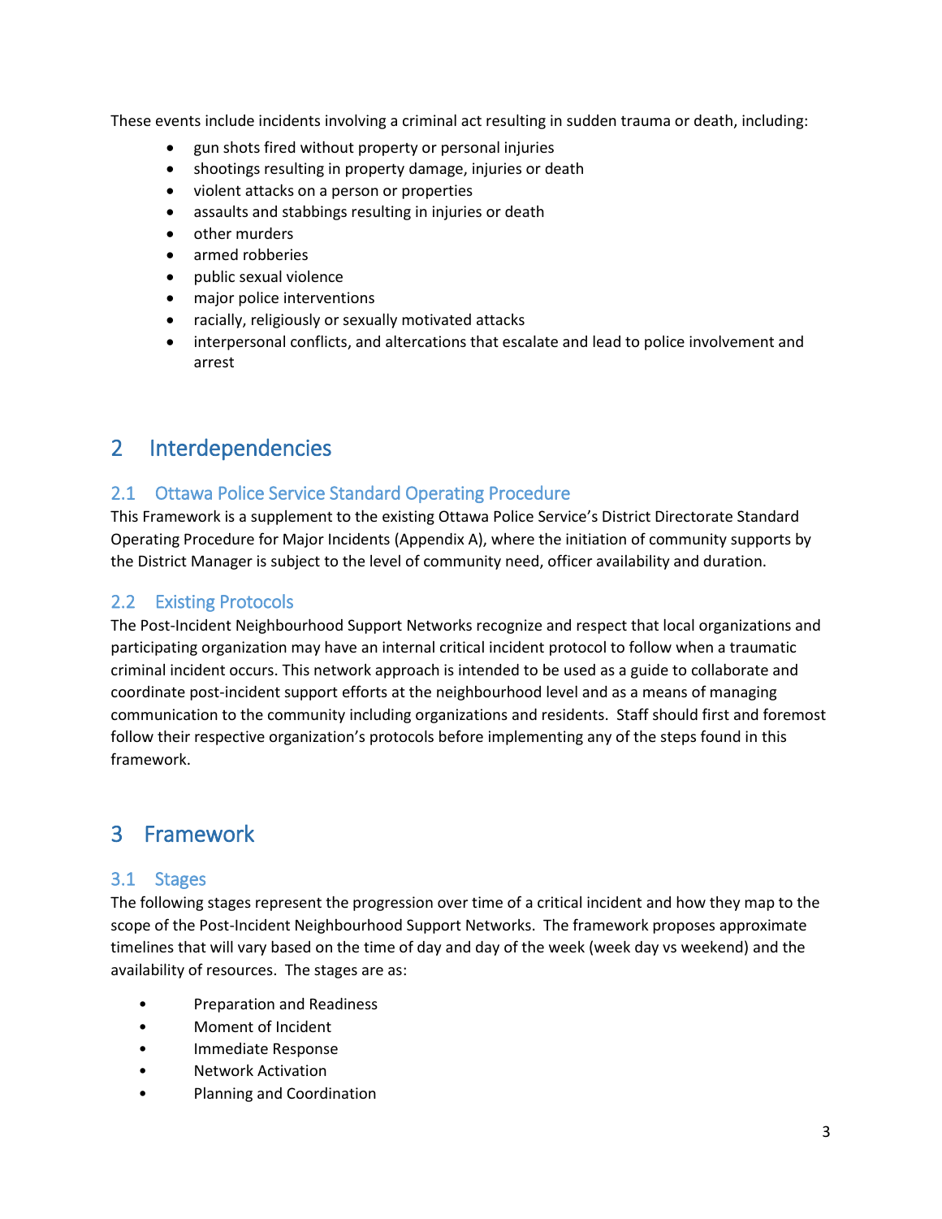These events include incidents involving a criminal act resulting in sudden trauma or death, including:

- gun shots fired without property or personal injuries
- shootings resulting in property damage, injuries or death
- violent attacks on a person or properties
- assaults and stabbings resulting in injuries or death
- other murders
- armed robberies
- public sexual violence
- major police interventions
- racially, religiously or sexually motivated attacks
- interpersonal conflicts, and altercations that escalate and lead to police involvement and arrest

# 2 Interdependencies

## 2.1 Ottawa Police Service Standard Operating Procedure

This Framework is a supplement to the existing Ottawa Police Service's District Directorate Standard Operating Procedure for Major Incidents (Appendix A), where the initiation of community supports by the District Manager is subject to the level of community need, officer availability and duration.

## 2.2 Existing Protocols

The Post-Incident Neighbourhood Support Networks recognize and respect that local organizations and participating organization may have an internal critical incident protocol to follow when a traumatic criminal incident occurs. This network approach is intended to be used as a guide to collaborate and coordinate post-incident support efforts at the neighbourhood level and as a means of managing communication to the community including organizations and residents. Staff should first and foremost follow their respective organization's protocols before implementing any of the steps found in this framework.

# 3 Framework

## 3.1 Stages

The following stages represent the progression over time of a critical incident and how they map to the scope of the Post-Incident Neighbourhood Support Networks. The framework proposes approximate timelines that will vary based on the time of day and day of the week (week day vs weekend) and the availability of resources. The stages are as:

- Preparation and Readiness
- Moment of Incident
- Immediate Response
- Network Activation
- Planning and Coordination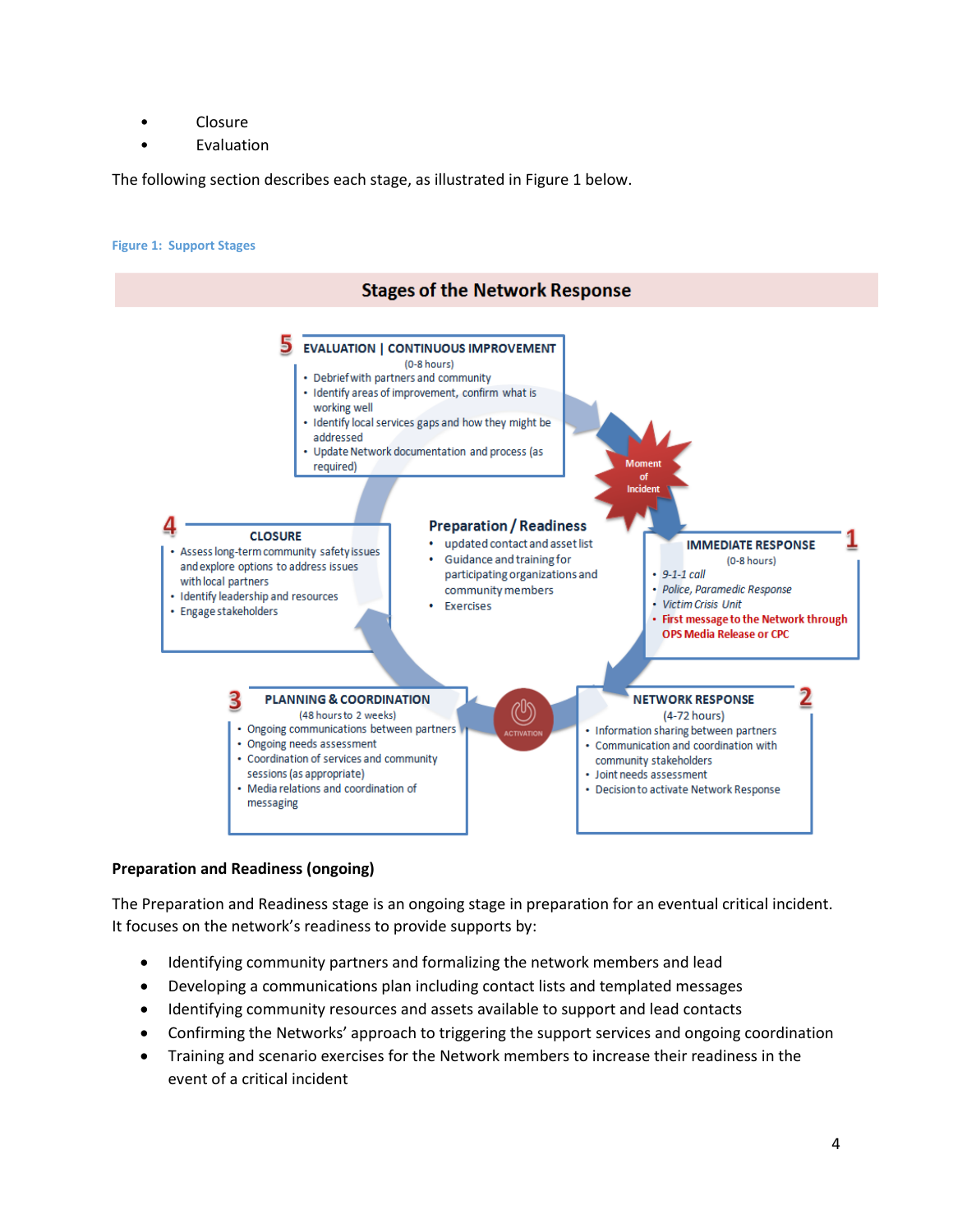- Closure
- Evaluation

The following section describes each stage, as illustrated in Figure 1 below.

**Figure 1: Support Stages**

**Stages of the Network Response**

**5 EVALUATION | CONTINUOUS IMPROVEMENT**
(0-8 hours)
- Debrief with partners and community
- Identify areas of improvement, confirm what is working well
- Identify local services gaps and how they might be addressed
- Update Network documentation and process (as required)

Moment of Incident

**1 IMMEDIATE RESPONSE**
(0-8 hours)
- *9-1-1 call*
- *Police, Paramedic Response*
- *Victim Crisis Unit*
- **First message to the Network through OPS Media Release or CPC**

**2 NETWORK RESPONSE**
(4-72 hours)
- Information sharing between partners
- Communication and coordination with community stakeholders
- Joint needs assessment
- Decision to activate Network Response

ACTIVATION

**3 PLANNING & COORDINATION**
(48 hours to 2 weeks)
- Ongoing communications between partners
- Ongoing needs assessment
- Coordination of services and community sessions (as appropriate)
- Media relations and coordination of messaging

**4 CLOSURE**
- Assess long-term community safety issues and explore options to address issues with local partners
- Identify leadership and resources
- Engage stakeholders

**Preparation / Readiness**
- updated contact and asset list
- Guidance and training for participating organizations and community members
- Exercises

**Preparation and Readiness (ongoing)**

The Preparation and Readiness stage is an ongoing stage in preparation for an eventual critical incident. It focuses on the network's readiness to provide supports by:

- Identifying community partners and formalizing the network members and lead
- Developing a communications plan including contact lists and templated messages
- Identifying community resources and assets available to support and lead contacts
- Confirming the Networks' approach to triggering the support services and ongoing coordination
- Training and scenario exercises for the Network members to increase their readiness in the event of a critical incident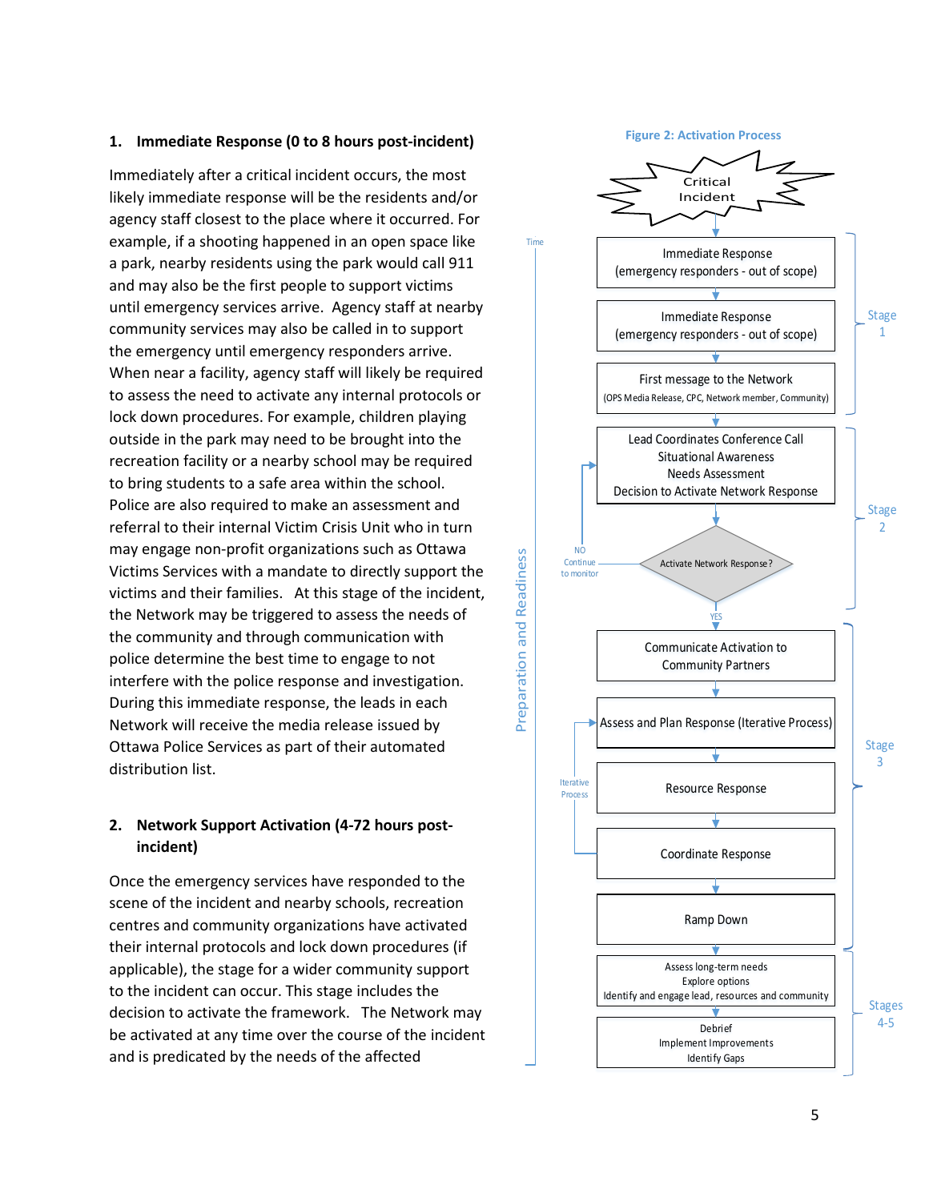## 1. Immediate Response (0 to 8 hours post-incident)

Immediately after a critical incident occurs, the most likely immediate response will be the residents and/or agency staff closest to the place where it occurred. For example, if a shooting happened in an open space like a park, nearby residents using the park would call 911 and may also be the first people to support victims until emergency services arrive. Agency staff at nearby community services may also be called in to support the emergency until emergency responders arrive. When near a facility, agency staff will likely be required to assess the need to activate any internal protocols or lock down procedures. For example, children playing outside in the park may need to be brought into the recreation facility or a nearby school may be required to bring students to a safe area within the school. Police are also required to make an assessment and referral to their internal Victim Crisis Unit who in turn may engage non-profit organizations such as Ottawa Victims Services with a mandate to directly support the victims and their families. At this stage of the incident, the Network may be triggered to assess the needs of the community and through communication with police determine the best time to engage to not interfere with the police response and investigation. During this immediate response, the leads in each Network will receive the media release issued by Ottawa Police Services as part of their automated distribution list.

## 2. Network Support Activation (4-72 hours post-incident)

Once the emergency services have responded to the scene of the incident and nearby schools, recreation centres and community organizations have activated their internal protocols and lock down procedures (if applicable), the stage for a wider community support to the incident can occur. This stage includes the decision to activate the framework. The Network may be activated at any time over the course of the incident and is predicated by the needs of the affected

**Figure 2: Activation Process**

- Critical Incident
- **Stage 1**
  - Immediate Response (emergency responders - out of scope)
  - Immediate Response (emergency responders - out of scope)
  - First message to the Network (OPS Media Release, CPC, Network member, Community)
- **Stage 2**
  - Lead Coordinates Conference Call / Situational Awareness / Needs Assessment / Decision to Activate Network Response
  - Activate Network Response? — NO: Continue to monitor; YES: proceed
- **Stage 3**
  - Communicate Activation to Community Partners
  - Assess and Plan Response (Iterative Process)
  - Resource Response
  - Coordinate Response (Iterative Process)
  - Ramp Down
- **Stages 4-5**
  - Assess long-term needs / Explore options / Identify and engage lead, resources and community
  - Debrief / Implement Improvements / Identify Gaps

Time — Preparation and Readiness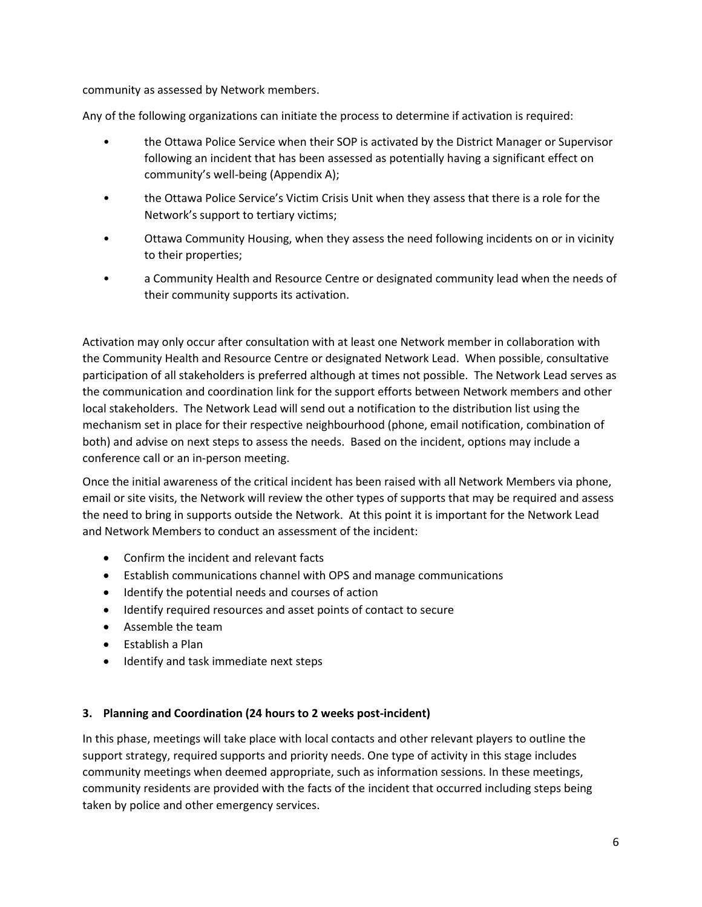community as assessed by Network members.

Any of the following organizations can initiate the process to determine if activation is required:

- the Ottawa Police Service when their SOP is activated by the District Manager or Supervisor following an incident that has been assessed as potentially having a significant effect on community's well-being (Appendix A);
- the Ottawa Police Service's Victim Crisis Unit when they assess that there is a role for the Network's support to tertiary victims;
- Ottawa Community Housing, when they assess the need following incidents on or in vicinity to their properties;
- a Community Health and Resource Centre or designated community lead when the needs of their community supports its activation.

Activation may only occur after consultation with at least one Network member in collaboration with the Community Health and Resource Centre or designated Network Lead. When possible, consultative participation of all stakeholders is preferred although at times not possible. The Network Lead serves as the communication and coordination link for the support efforts between Network members and other local stakeholders. The Network Lead will send out a notification to the distribution list using the mechanism set in place for their respective neighbourhood (phone, email notification, combination of both) and advise on next steps to assess the needs. Based on the incident, options may include a conference call or an in-person meeting.

Once the initial awareness of the critical incident has been raised with all Network Members via phone, email or site visits, the Network will review the other types of supports that may be required and assess the need to bring in supports outside the Network. At this point it is important for the Network Lead and Network Members to conduct an assessment of the incident:

- Confirm the incident and relevant facts
- Establish communications channel with OPS and manage communications
- Identify the potential needs and courses of action
- Identify required resources and asset points of contact to secure
- Assemble the team
- Establish a Plan
- Identify and task immediate next steps

**3. Planning and Coordination (24 hours to 2 weeks post-incident)**

In this phase, meetings will take place with local contacts and other relevant players to outline the support strategy, required supports and priority needs. One type of activity in this stage includes community meetings when deemed appropriate, such as information sessions. In these meetings, community residents are provided with the facts of the incident that occurred including steps being taken by police and other emergency services.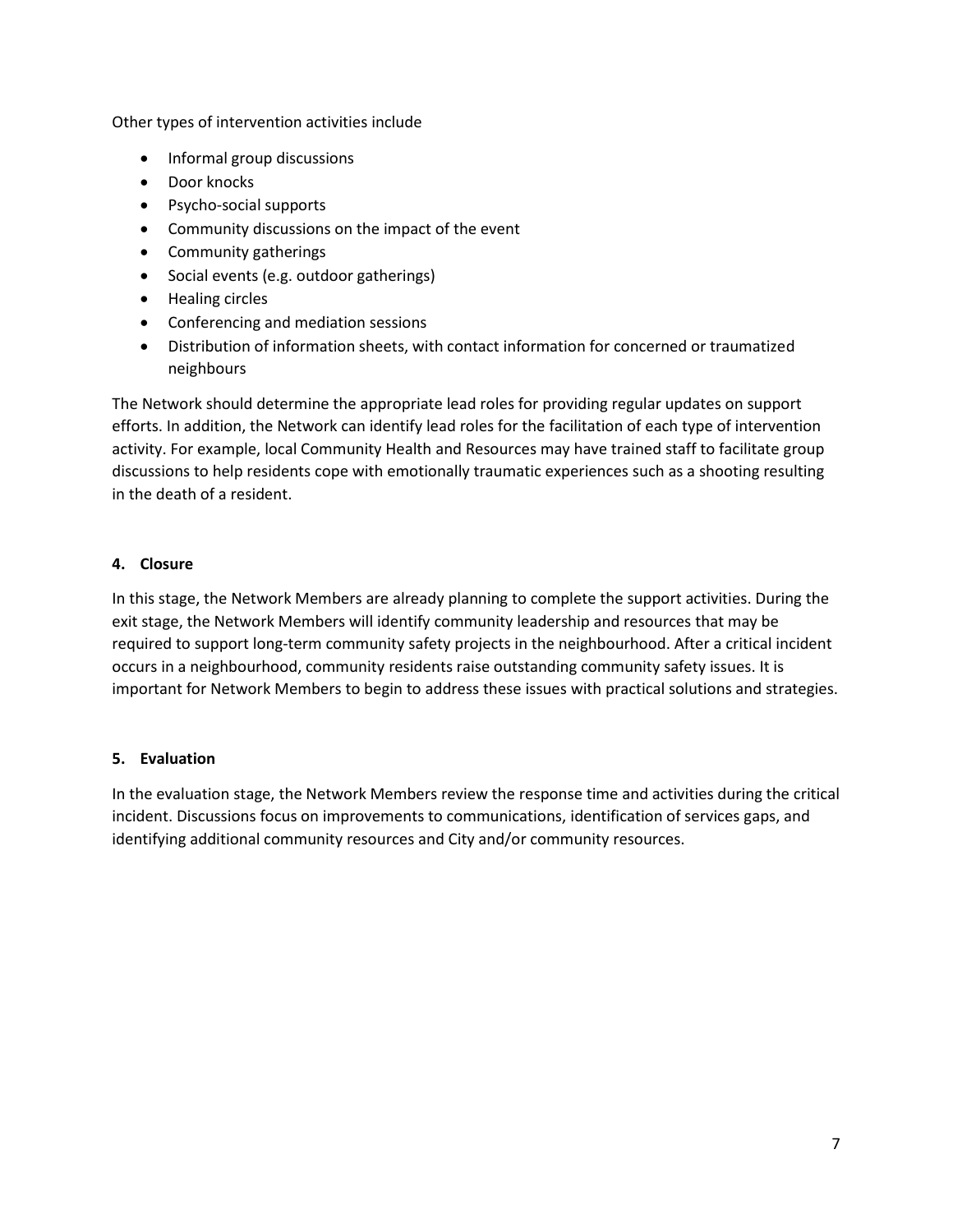Other types of intervention activities include

- Informal group discussions
- Door knocks
- Psycho-social supports
- Community discussions on the impact of the event
- Community gatherings
- Social events (e.g. outdoor gatherings)
- Healing circles
- Conferencing and mediation sessions
- Distribution of information sheets, with contact information for concerned or traumatized neighbours

The Network should determine the appropriate lead roles for providing regular updates on support efforts. In addition, the Network can identify lead roles for the facilitation of each type of intervention activity. For example, local Community Health and Resources may have trained staff to facilitate group discussions to help residents cope with emotionally traumatic experiences such as a shooting resulting in the death of a resident.

#### 4. Closure

In this stage, the Network Members are already planning to complete the support activities. During the exit stage, the Network Members will identify community leadership and resources that may be required to support long-term community safety projects in the neighbourhood. After a critical incident occurs in a neighbourhood, community residents raise outstanding community safety issues. It is important for Network Members to begin to address these issues with practical solutions and strategies.

#### 5. Evaluation

In the evaluation stage, the Network Members review the response time and activities during the critical incident. Discussions focus on improvements to communications, identification of services gaps, and identifying additional community resources and City and/or community resources.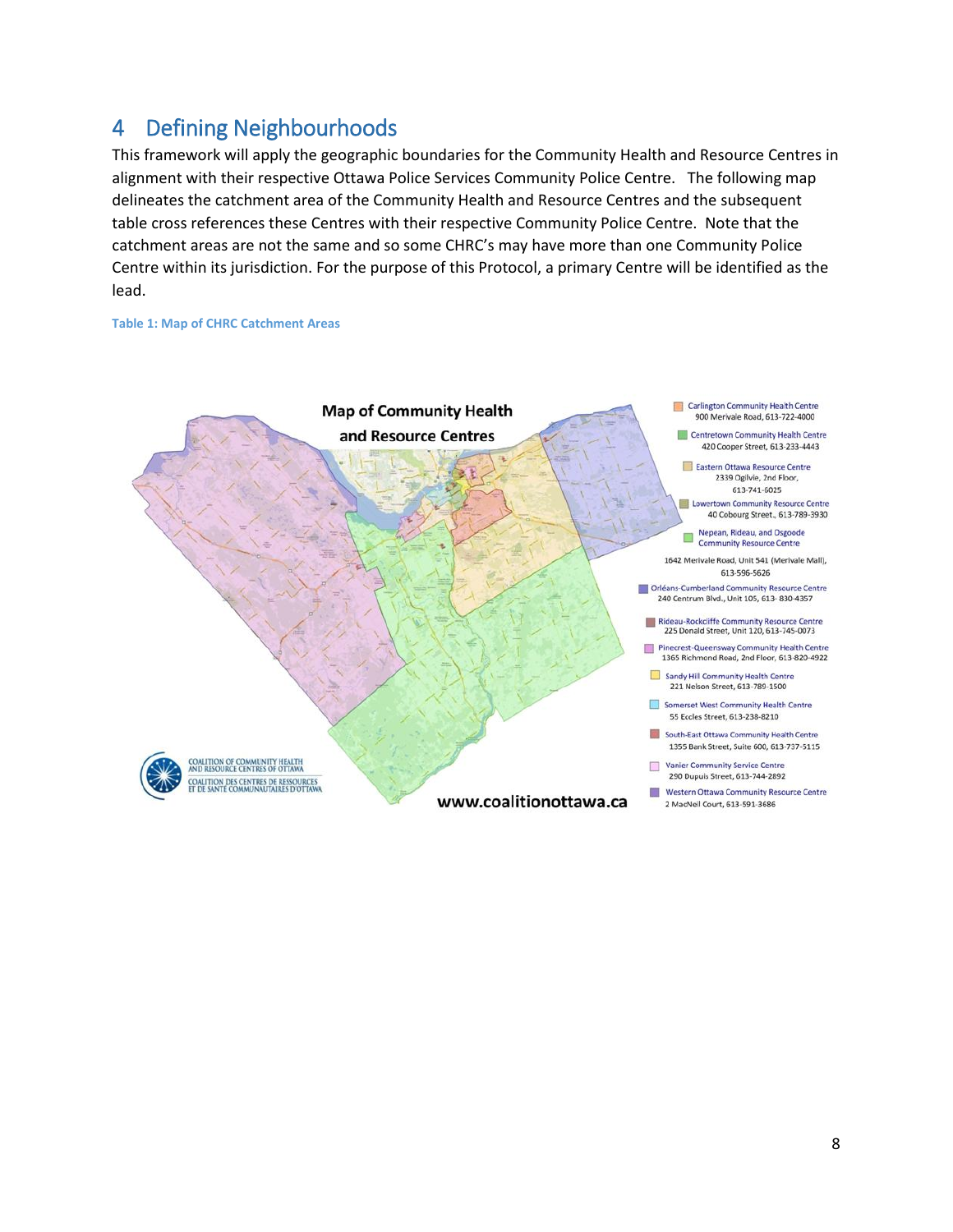## 4 Defining Neighbourhoods

This framework will apply the geographic boundaries for the Community Health and Resource Centres in alignment with their respective Ottawa Police Services Community Police Centre. The following map delineates the catchment area of the Community Health and Resource Centres and the subsequent table cross references these Centres with their respective Community Police Centre. Note that the catchment areas are not the same and so some CHRC's may have more than one Community Police Centre within its jurisdiction. For the purpose of this Protocol, a primary Centre will be identified as the lead.

**Table 1: Map of CHRC Catchment Areas**

**Map of Community Health and Resource Centres**

- Carlington Community Health Centre – 900 Merivale Road, 613-722-4000
- Centretown Community Health Centre – 420 Cooper Street, 613-233-4443
- Eastern Ottawa Resource Centre – 2339 Ogilvie, 2nd Floor, 613-741-6025
- Lowertown Community Resource Centre – 40 Cobourg Street, 613-789-3930
- Nepean, Rideau, and Osgoode Community Resource Centre – 1642 Merivale Road, Unit 541 (Merivale Mall), 613-596-5626
- Orléans-Cumberland Community Resource Centre – 240 Centrum Blvd., Unit 105, 613- 830-4357
- Rideau-Rockcliffe Community Resource Centre – 225 Donald Street, Unit 120, 613-745-0073
- Pinecrest-Queensway Community Health Centre – 1365 Richmond Road, 2nd Floor, 613-820-4922
- Sandy Hill Community Health Centre – 221 Nelson Street, 613-789-1500
- Somerset West Community Health Centre – 55 Eccles Street, 613-238-8210
- South-East Ottawa Community Health Centre – 1355 Bank Street, Suite 600, 613-737-5115
- Vanier Community Service Centre – 290 Dupuis Street, 613-744-2892
- Western Ottawa Community Resource Centre – 2 MacNeil Court, 613-591-3686

COALITION OF COMMUNITY HEALTH AND RESOURCE CENTRES OF OTTAWA
COALITION DES CENTRES DE RESSOURCES ET DE SANTÉ COMMUNAUTAIRES D'OTTAWA

www.coalitionottawa.ca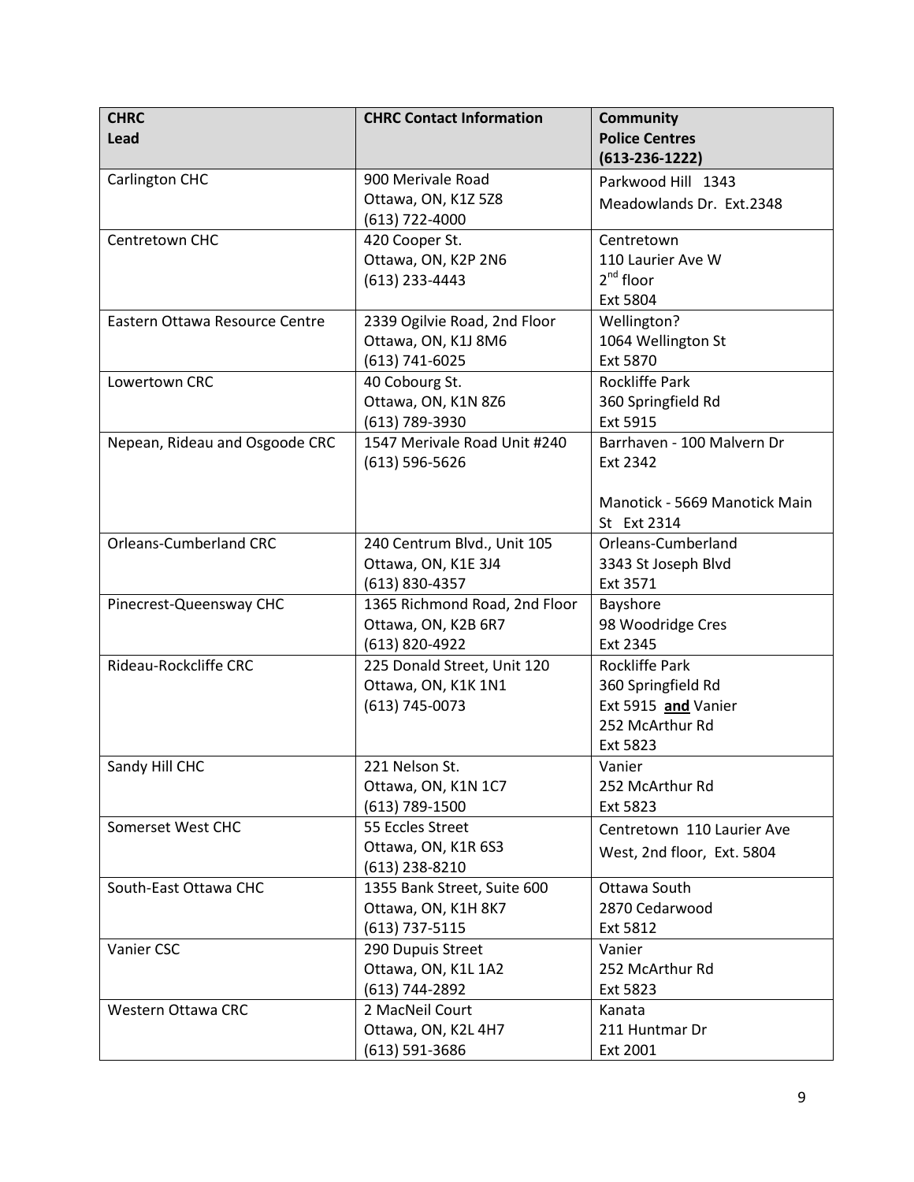| CHRC Lead | CHRC Contact Information | Community Police Centres (613-236-1222) |
| --- | --- | --- |
| Carlington CHC | 900 Merivale Road<br>Ottawa, ON, K1Z 5Z8<br>(613) 722-4000 | Parkwood Hill 1343 Meadowlands Dr. Ext.2348 |
| Centretown CHC | 420 Cooper St.<br>Ottawa, ON, K2P 2N6<br>(613) 233-4443 | Centretown<br>110 Laurier Ave W<br>2nd floor<br>Ext 5804 |
| Eastern Ottawa Resource Centre | 2339 Ogilvie Road, 2nd Floor<br>Ottawa, ON, K1J 8M6<br>(613) 741-6025 | Wellington?<br>1064 Wellington St<br>Ext 5870 |
| Lowertown CRC | 40 Cobourg St.<br>Ottawa, ON, K1N 8Z6<br>(613) 789-3930 | Rockliffe Park<br>360 Springfield Rd<br>Ext 5915 |
| Nepean, Rideau and Osgoode CRC | 1547 Merivale Road Unit #240<br>(613) 596-5626 | Barrhaven - 100 Malvern Dr<br>Ext 2342<br><br>Manotick - 5669 Manotick Main St Ext 2314 |
| Orleans-Cumberland CRC | 240 Centrum Blvd., Unit 105<br>Ottawa, ON, K1E 3J4<br>(613) 830-4357 | Orleans-Cumberland<br>3343 St Joseph Blvd<br>Ext 3571 |
| Pinecrest-Queensway CHC | 1365 Richmond Road, 2nd Floor<br>Ottawa, ON, K2B 6R7<br>(613) 820-4922 | Bayshore<br>98 Woodridge Cres<br>Ext 2345 |
| Rideau-Rockcliffe CRC | 225 Donald Street, Unit 120<br>Ottawa, ON, K1K 1N1<br>(613) 745-0073 | Rockliffe Park<br>360 Springfield Rd<br>Ext 5915 **and** Vanier<br>252 McArthur Rd<br>Ext 5823 |
| Sandy Hill CHC | 221 Nelson St.<br>Ottawa, ON, K1N 1C7<br>(613) 789-1500 | Vanier<br>252 McArthur Rd<br>Ext 5823 |
| Somerset West CHC | 55 Eccles Street<br>Ottawa, ON, K1R 6S3<br>(613) 238-8210 | Centretown 110 Laurier Ave West, 2nd floor, Ext. 5804 |
| South-East Ottawa CHC | 1355 Bank Street, Suite 600<br>Ottawa, ON, K1H 8K7<br>(613) 737-5115 | Ottawa South<br>2870 Cedarwood<br>Ext 5812 |
| Vanier CSC | 290 Dupuis Street<br>Ottawa, ON, K1L 1A2<br>(613) 744-2892 | Vanier<br>252 McArthur Rd<br>Ext 5823 |
| Western Ottawa CRC | 2 MacNeil Court<br>Ottawa, ON, K2L 4H7<br>(613) 591-3686 | Kanata<br>211 Huntmar Dr<br>Ext 2001 |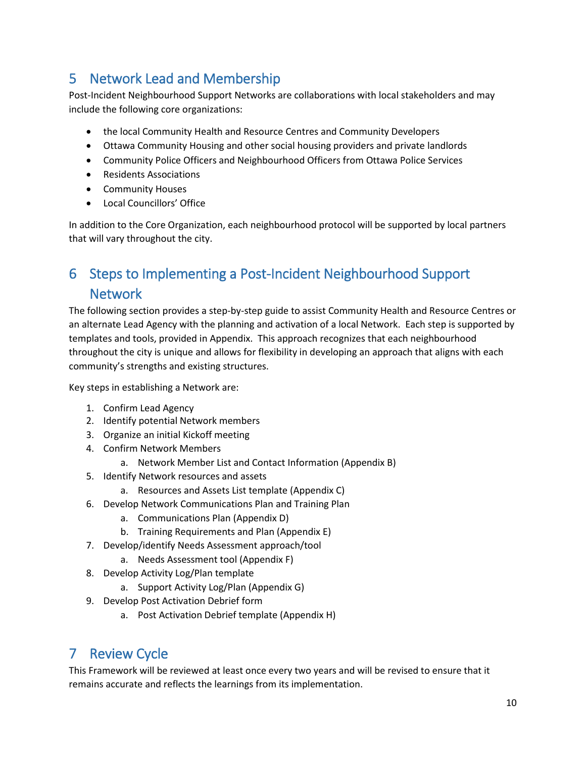# 5 Network Lead and Membership

Post-Incident Neighbourhood Support Networks are collaborations with local stakeholders and may include the following core organizations:

- the local Community Health and Resource Centres and Community Developers
- Ottawa Community Housing and other social housing providers and private landlords
- Community Police Officers and Neighbourhood Officers from Ottawa Police Services
- Residents Associations
- Community Houses
- Local Councillors' Office

In addition to the Core Organization, each neighbourhood protocol will be supported by local partners that will vary throughout the city.

# 6 Steps to Implementing a Post-Incident Neighbourhood Support Network

The following section provides a step-by-step guide to assist Community Health and Resource Centres or an alternate Lead Agency with the planning and activation of a local Network. Each step is supported by templates and tools, provided in Appendix. This approach recognizes that each neighbourhood throughout the city is unique and allows for flexibility in developing an approach that aligns with each community's strengths and existing structures.

Key steps in establishing a Network are:

1. Confirm Lead Agency
2. Identify potential Network members
3. Organize an initial Kickoff meeting
4. Confirm Network Members
   a. Network Member List and Contact Information (Appendix B)
5. Identify Network resources and assets
   a. Resources and Assets List template (Appendix C)
6. Develop Network Communications Plan and Training Plan
   a. Communications Plan (Appendix D)
   b. Training Requirements and Plan (Appendix E)
7. Develop/identify Needs Assessment approach/tool
   a. Needs Assessment tool (Appendix F)
8. Develop Activity Log/Plan template
   a. Support Activity Log/Plan (Appendix G)
9. Develop Post Activation Debrief form
   a. Post Activation Debrief template (Appendix H)

# 7 Review Cycle

This Framework will be reviewed at least once every two years and will be revised to ensure that it remains accurate and reflects the learnings from its implementation.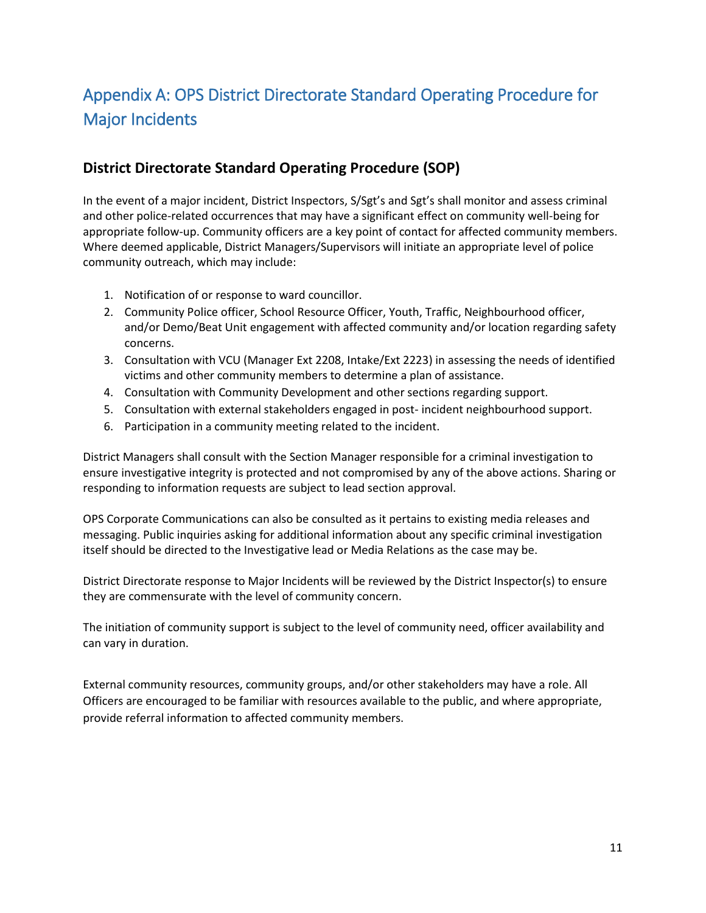# Appendix A: OPS District Directorate Standard Operating Procedure for Major Incidents

## District Directorate Standard Operating Procedure (SOP)

In the event of a major incident, District Inspectors, S/Sgt's and Sgt's shall monitor and assess criminal and other police-related occurrences that may have a significant effect on community well-being for appropriate follow-up. Community officers are a key point of contact for affected community members. Where deemed applicable, District Managers/Supervisors will initiate an appropriate level of police community outreach, which may include:

1. Notification of or response to ward councillor.
2. Community Police officer, School Resource Officer, Youth, Traffic, Neighbourhood officer, and/or Demo/Beat Unit engagement with affected community and/or location regarding safety concerns.
3. Consultation with VCU (Manager Ext 2208, Intake/Ext 2223) in assessing the needs of identified victims and other community members to determine a plan of assistance.
4. Consultation with Community Development and other sections regarding support.
5. Consultation with external stakeholders engaged in post- incident neighbourhood support.
6. Participation in a community meeting related to the incident.

District Managers shall consult with the Section Manager responsible for a criminal investigation to ensure investigative integrity is protected and not compromised by any of the above actions. Sharing or responding to information requests are subject to lead section approval.

OPS Corporate Communications can also be consulted as it pertains to existing media releases and messaging. Public inquiries asking for additional information about any specific criminal investigation itself should be directed to the Investigative lead or Media Relations as the case may be.

District Directorate response to Major Incidents will be reviewed by the District Inspector(s) to ensure they are commensurate with the level of community concern.

The initiation of community support is subject to the level of community need, officer availability and can vary in duration.

External community resources, community groups, and/or other stakeholders may have a role. All Officers are encouraged to be familiar with resources available to the public, and where appropriate, provide referral information to affected community members.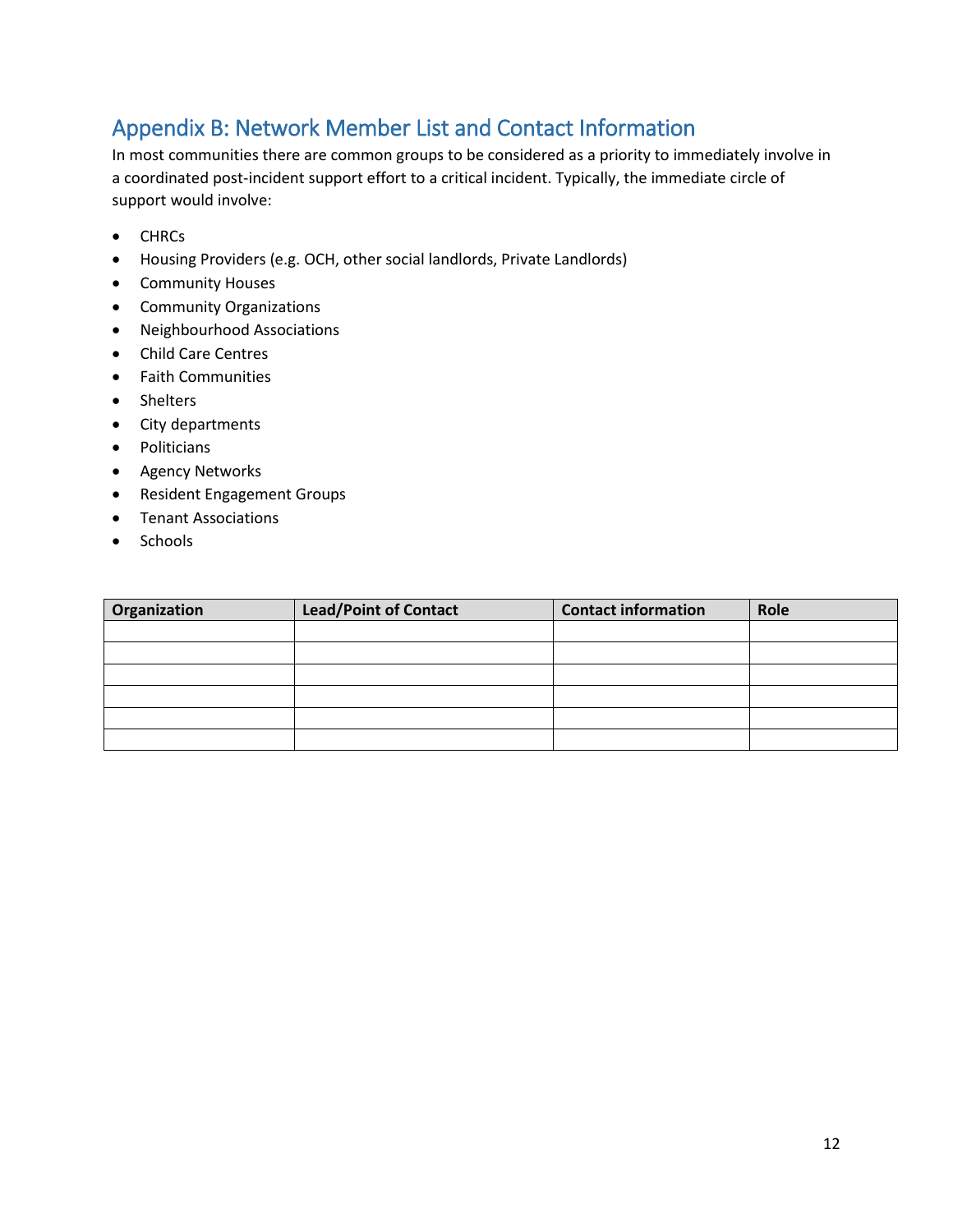## Appendix B: Network Member List and Contact Information

In most communities there are common groups to be considered as a priority to immediately involve in a coordinated post-incident support effort to a critical incident. Typically, the immediate circle of support would involve:

- CHRCs
- Housing Providers (e.g. OCH, other social landlords, Private Landlords)
- Community Houses
- Community Organizations
- Neighbourhood Associations
- Child Care Centres
- Faith Communities
- Shelters
- City departments
- Politicians
- Agency Networks
- Resident Engagement Groups
- Tenant Associations
- Schools

| Organization | Lead/Point of Contact | Contact information | Role |
|---|---|---|---|
| | | | |
| | | | |
| | | | |
| | | | |
| | | | |
| | | | |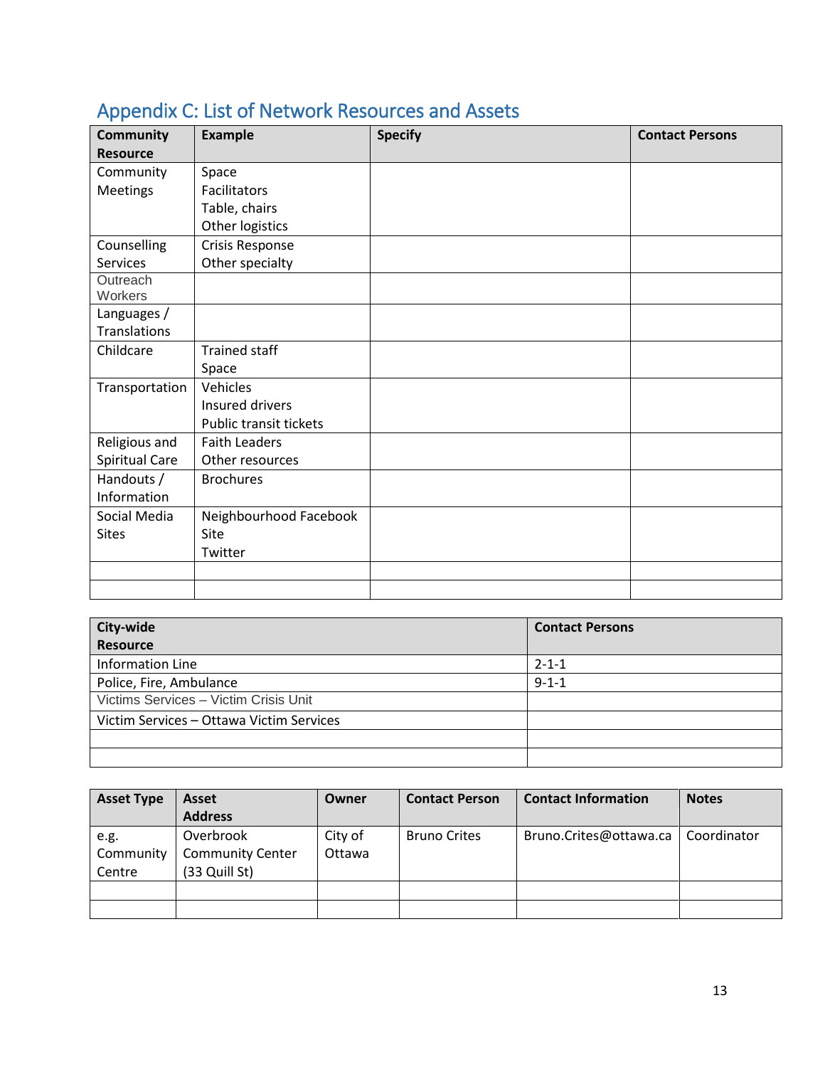## Appendix C: List of Network Resources and Assets

| Community Resource | Example | Specify | Contact Persons |
|---|---|---|---|
| Community Meetings | Space<br>Facilitators<br>Table, chairs<br>Other logistics | | |
| Counselling Services | Crisis Response<br>Other specialty | | |
| Outreach Workers | | | |
| Languages / Translations | | | |
| Childcare | Trained staff<br>Space | | |
| Transportation | Vehicles<br>Insured drivers<br>Public transit tickets | | |
| Religious and Spiritual Care | Faith Leaders<br>Other resources | | |
| Handouts / Information | Brochures | | |
| Social Media Sites | Neighbourhood Facebook Site<br>Twitter | | |
| | | | |
| | | | |

| City-wide Resource | Contact Persons |
|---|---|
| Information Line | 2-1-1 |
| Police, Fire, Ambulance | 9-1-1 |
| Victims Services – Victim Crisis Unit | |
| Victim Services – Ottawa Victim Services | |
| | |
| | |

| Asset Type | Asset Address | Owner | Contact Person | Contact Information | Notes |
|---|---|---|---|---|---|
| e.g. Community Centre | Overbrook Community Center (33 Quill St) | City of Ottawa | Bruno Crites | Bruno.Crites@ottawa.ca | Coordinator |
| | | | | | |
| | | | | | |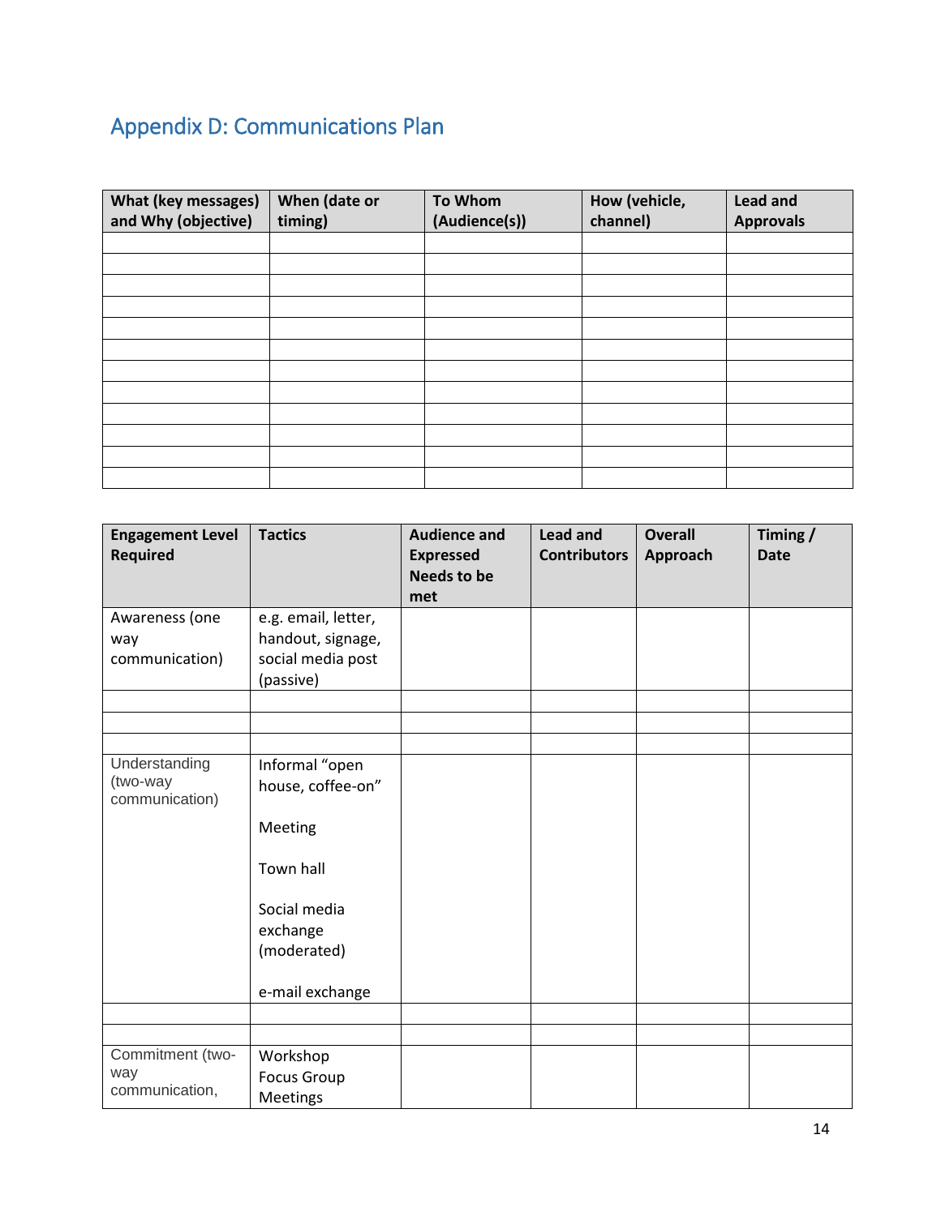## Appendix D: Communications Plan

| What (key messages) and Why (objective) | When (date or timing) | To Whom (Audience(s)) | How (vehicle, channel) | Lead and Approvals |
|---|---|---|---|---|
| | | | | |
| | | | | |
| | | | | |
| | | | | |
| | | | | |
| | | | | |
| | | | | |
| | | | | |
| | | | | |
| | | | | |
| | | | | |
| | | | | |

| Engagement Level Required | Tactics | Audience and Expressed Needs to be met | Lead and Contributors | Overall Approach | Timing / Date |
|---|---|---|---|---|---|
| Awareness (one way communication) | e.g. email, letter, handout, signage, social media post (passive) | | | | |
| | | | | | |
| | | | | | |
| | | | | | |
| Understanding (two-way communication) | Informal "open house, coffee-on"<br><br>Meeting<br><br>Town hall<br><br>Social media exchange (moderated)<br><br>e-mail exchange | | | | |
| | | | | | |
| | | | | | |
| Commitment (two-way communication, | Workshop<br>Focus Group<br>Meetings | | | | |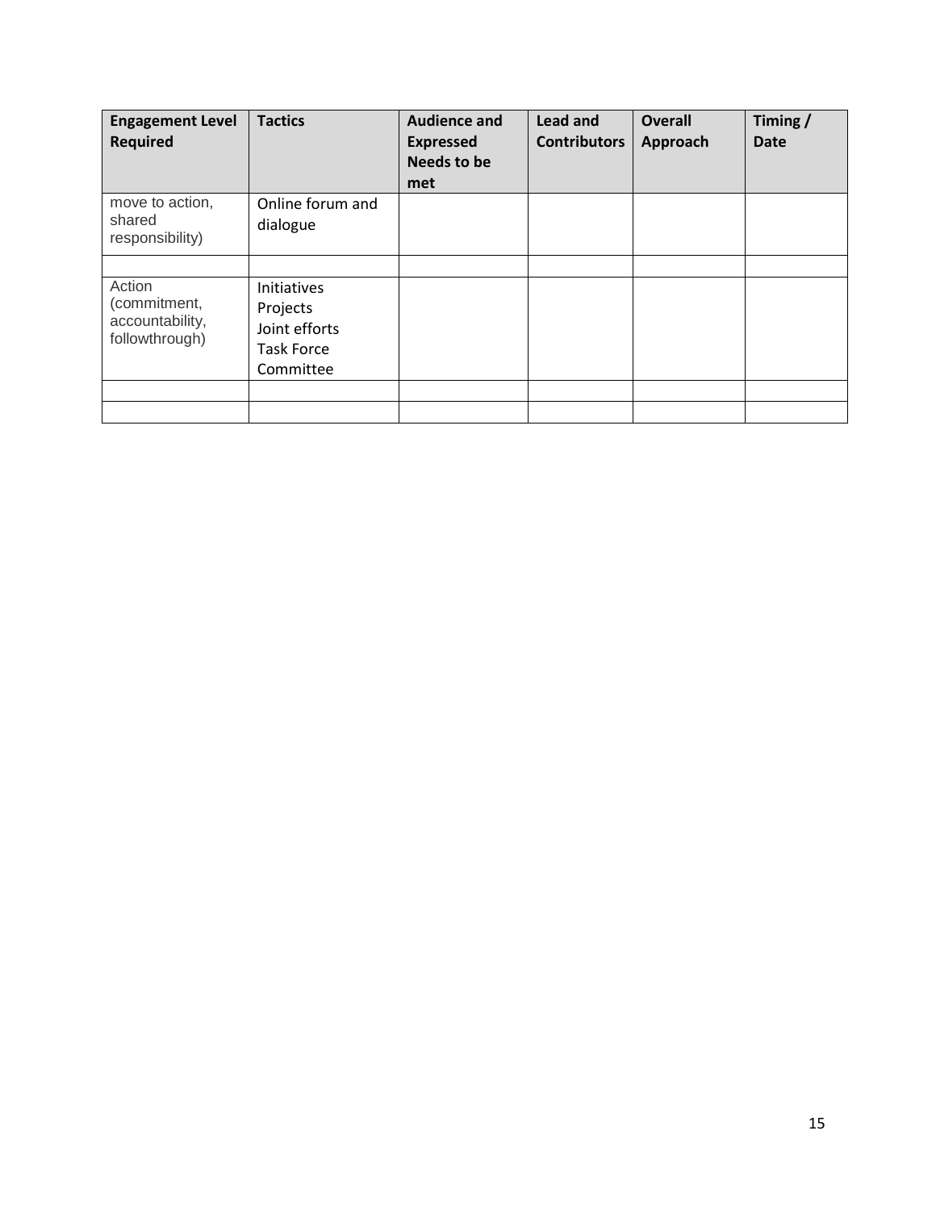| Engagement Level Required | Tactics | Audience and Expressed Needs to be met | Lead and Contributors | Overall Approach | Timing / Date |
| --- | --- | --- | --- | --- | --- |
| move to action, shared responsibility) | Online forum and dialogue | | | | |
| | | | | | |
| Action (commitment, accountability, followthrough) | Initiatives<br>Projects<br>Joint efforts<br>Task Force<br>Committee | | | | |
| | | | | | |
| | | | | | |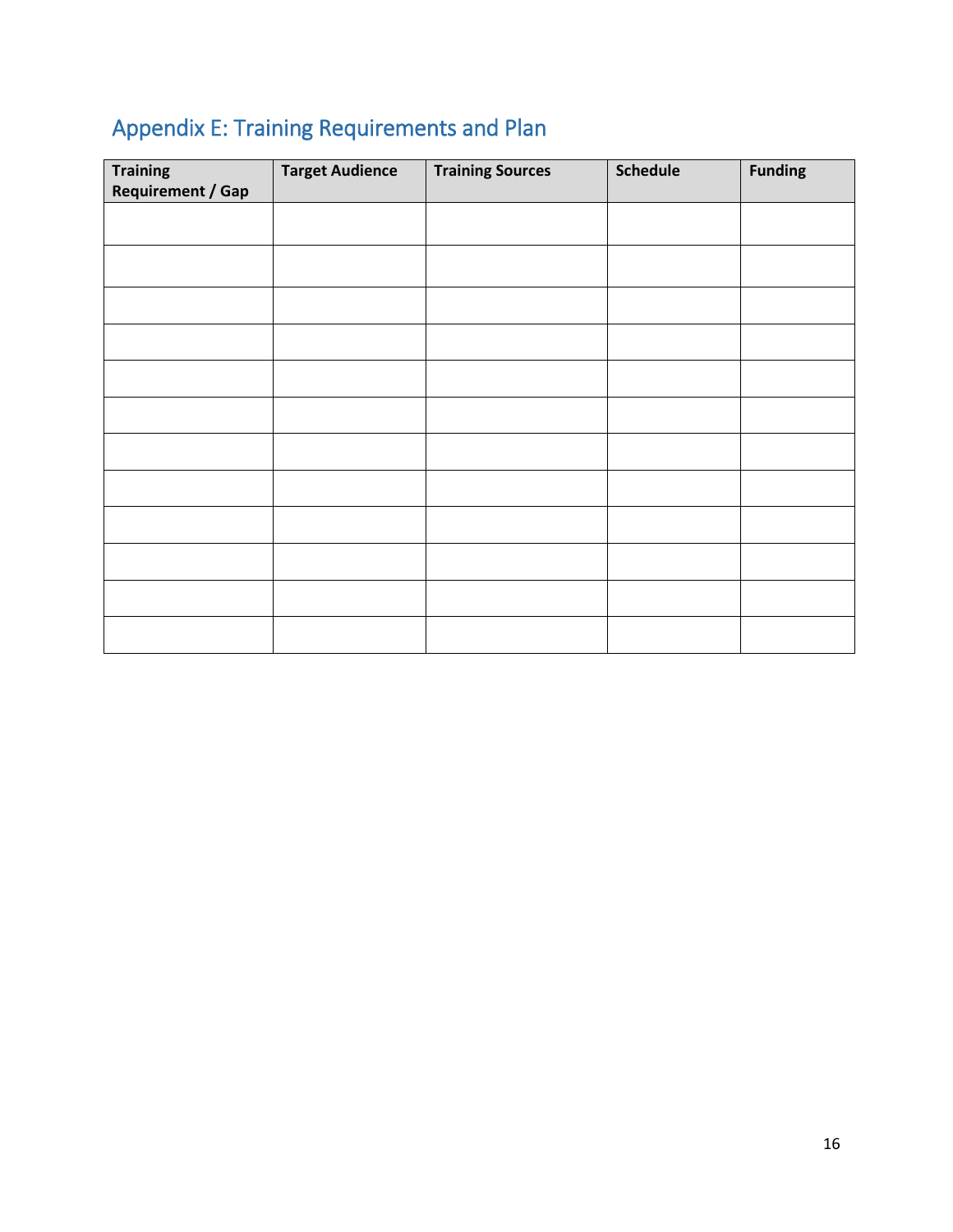## Appendix E: Training Requirements and Plan

| Training Requirement / Gap | Target Audience | Training Sources | Schedule | Funding |
|---|---|---|---|---|
| | | | | |
| | | | | |
| | | | | |
| | | | | |
| | | | | |
| | | | | |
| | | | | |
| | | | | |
| | | | | |
| | | | | |
| | | | | |
| | | | | |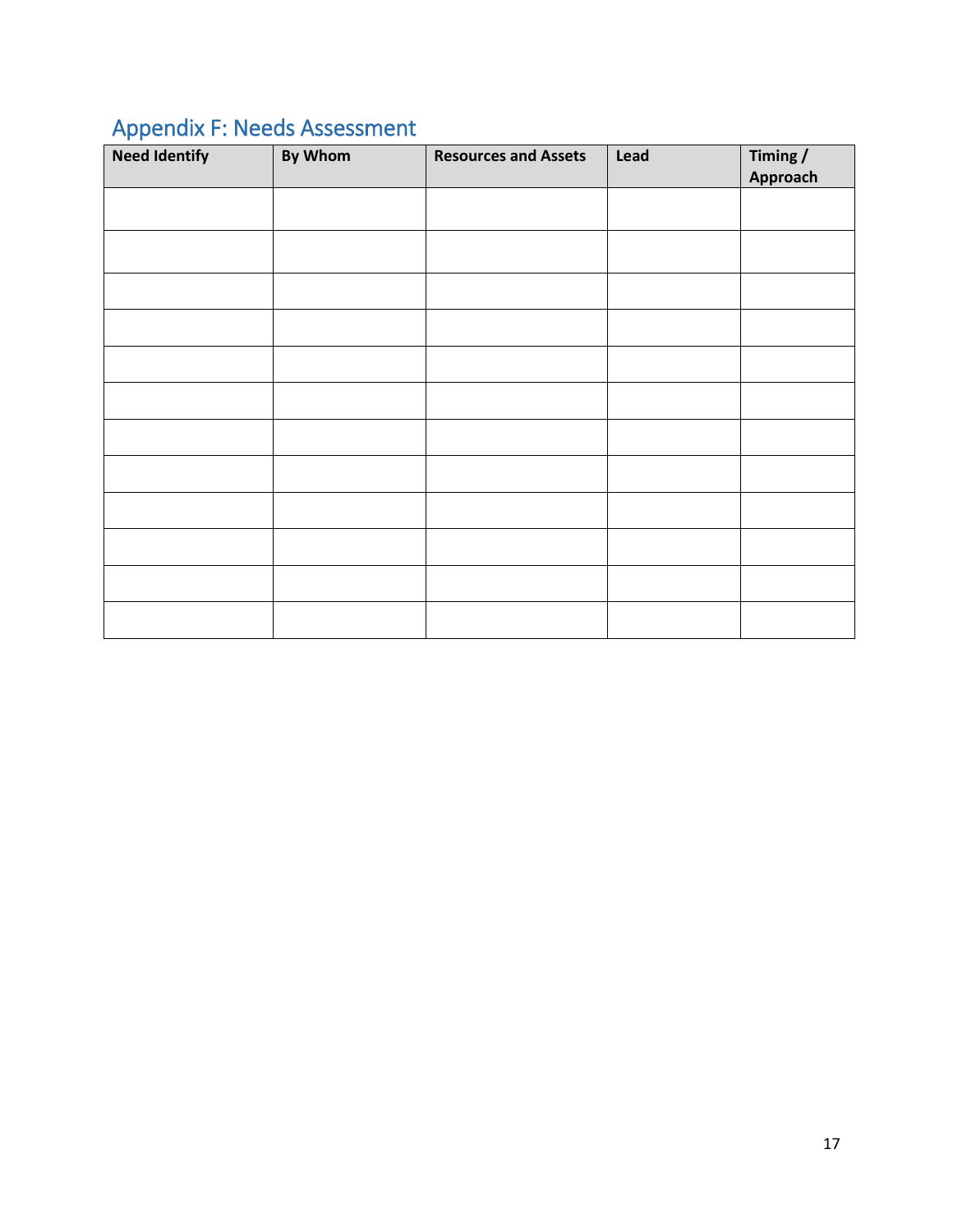## Appendix F: Needs Assessment

| Need Identify | By Whom | Resources and Assets | Lead | Timing / Approach |
|---|---|---|---|---|
| | | | | |
| | | | | |
| | | | | |
| | | | | |
| | | | | |
| | | | | |
| | | | | |
| | | | | |
| | | | | |
| | | | | |
| | | | | |
| | | | | |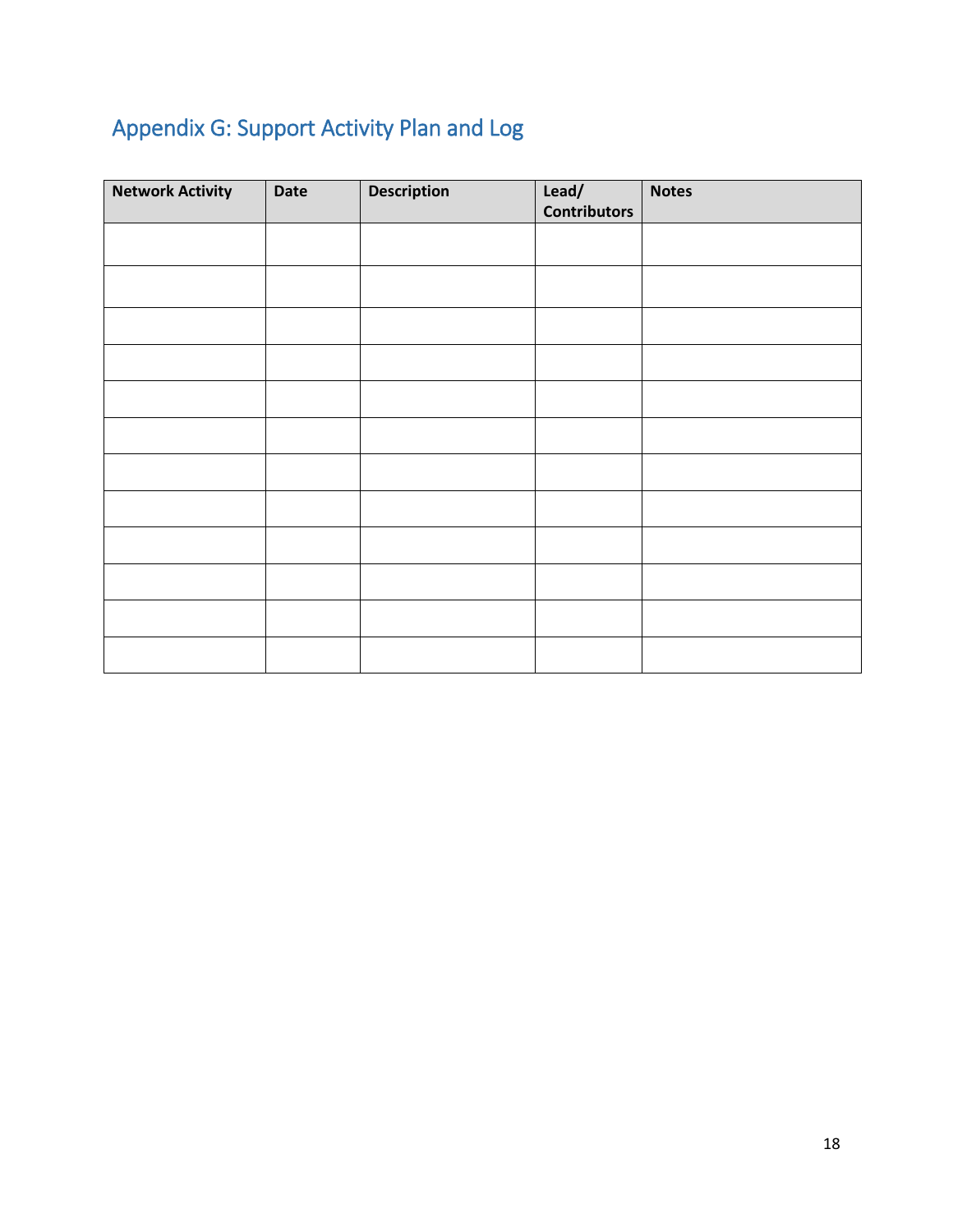## Appendix G: Support Activity Plan and Log

| Network Activity | Date | Description | Lead/ Contributors | Notes |
| --- | --- | --- | --- | --- |
| | | | | |
| | | | | |
| | | | | |
| | | | | |
| | | | | |
| | | | | |
| | | | | |
| | | | | |
| | | | | |
| | | | | |
| | | | | |
| | | | | |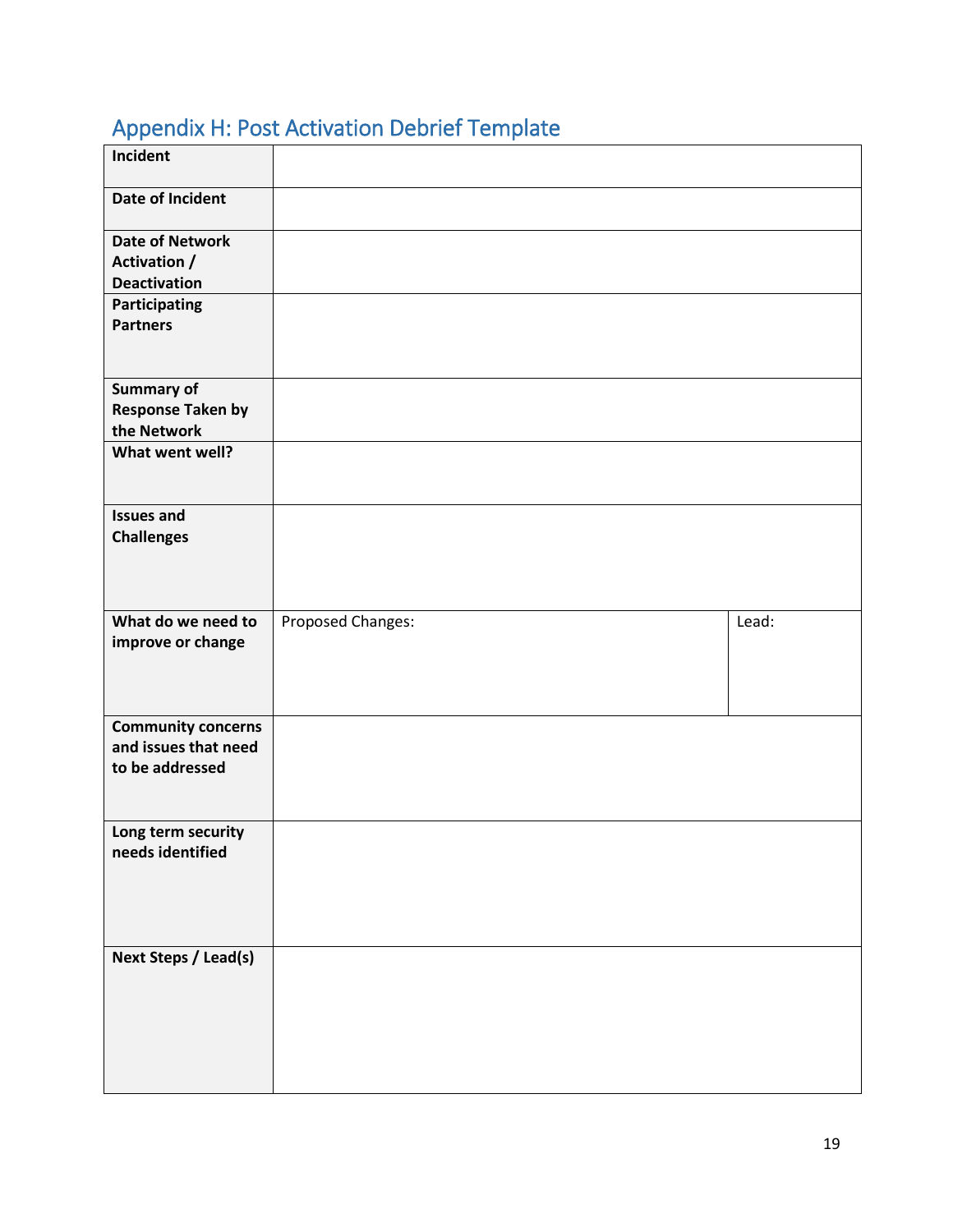## Appendix H: Post Activation Debrief Template

| | | |
|---|---|---|
| **Incident** | | |
| **Date of Incident** | | |
| **Date of Network Activation / Deactivation** | | |
| **Participating Partners** | | |
| **Summary of Response Taken by the Network** | | |
| **What went well?** | | |
| **Issues and Challenges** | | |
| **What do we need to improve or change** | Proposed Changes: | Lead: |
| **Community concerns and issues that need to be addressed** | | |
| **Long term security needs identified** | | |
| **Next Steps / Lead(s)** | | |